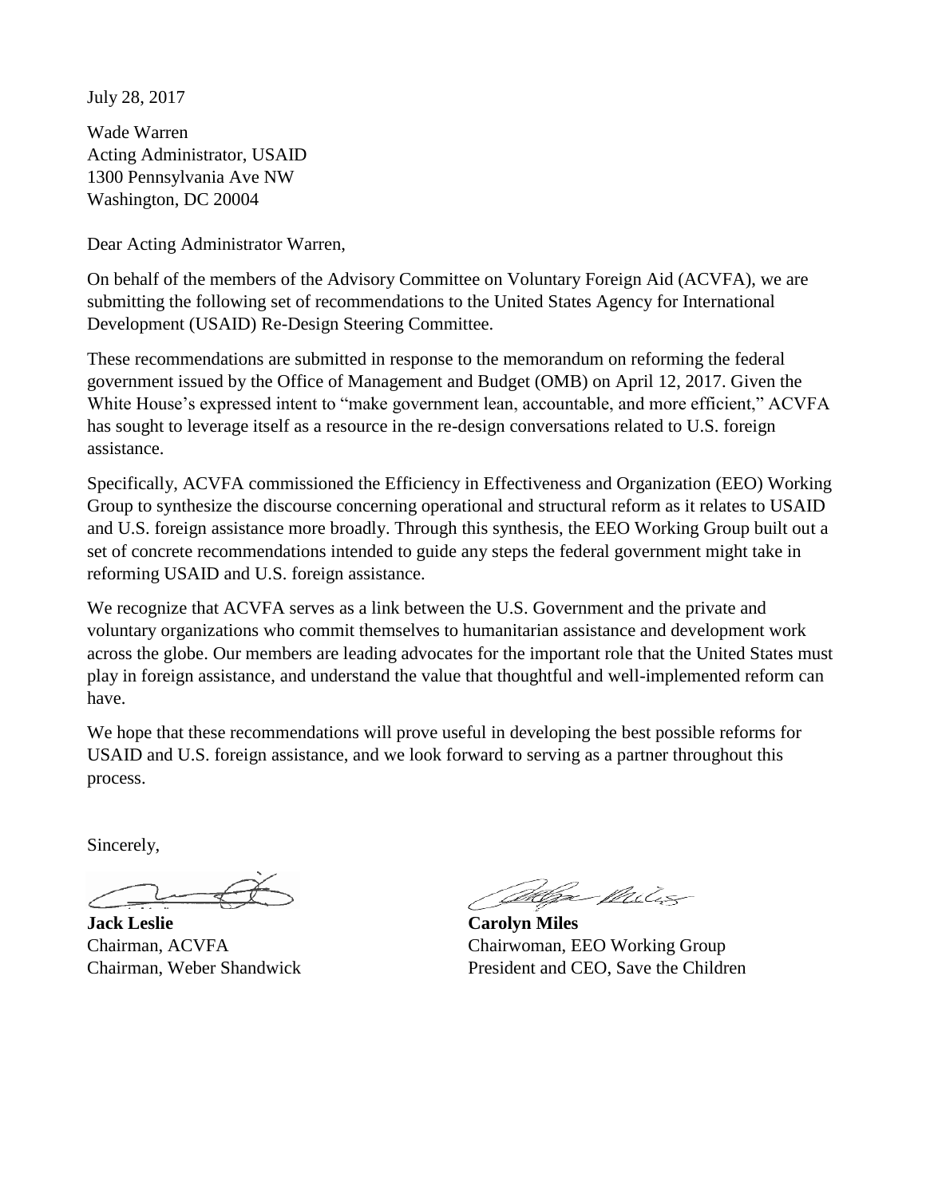July 28, 2017

Wade Warren
Acting Administrator, USAID
1300 Pennsylvania Ave NW
Washington, DC 20004

Dear Acting Administrator Warren,

On behalf of the members of the Advisory Committee on Voluntary Foreign Aid (ACVFA), we are submitting the following set of recommendations to the United States Agency for International Development (USAID) Re-Design Steering Committee.

These recommendations are submitted in response to the memorandum on reforming the federal government issued by the Office of Management and Budget (OMB) on April 12, 2017. Given the White House's expressed intent to "make government lean, accountable, and more efficient," ACVFA has sought to leverage itself as a resource in the re-design conversations related to U.S. foreign assistance.

Specifically, ACVFA commissioned the Efficiency in Effectiveness and Organization (EEO) Working Group to synthesize the discourse concerning operational and structural reform as it relates to USAID and U.S. foreign assistance more broadly. Through this synthesis, the EEO Working Group built out a set of concrete recommendations intended to guide any steps the federal government might take in reforming USAID and U.S. foreign assistance.

We recognize that ACVFA serves as a link between the U.S. Government and the private and voluntary organizations who commit themselves to humanitarian assistance and development work across the globe. Our members are leading advocates for the important role that the United States must play in foreign assistance, and understand the value that thoughtful and well-implemented reform can have.

We hope that these recommendations will prove useful in developing the best possible reforms for USAID and U.S. foreign assistance, and we look forward to serving as a partner throughout this process.

Sincerely,

**Jack Leslie**
Chairman, ACVFA
Chairman, Weber Shandwick

**Carolyn Miles**
Chairwoman, EEO Working Group
President and CEO, Save the Children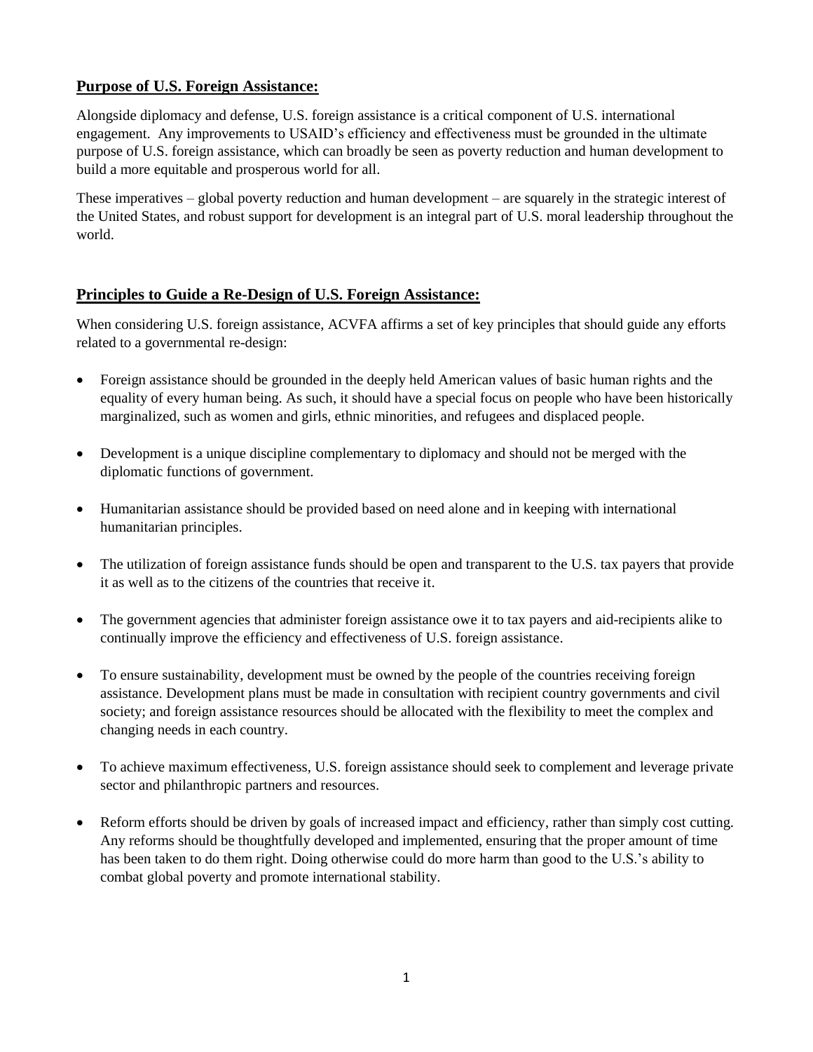## **Purpose of U.S. Foreign Assistance:**

Alongside diplomacy and defense, U.S. foreign assistance is a critical component of U.S. international engagement. Any improvements to USAID's efficiency and effectiveness must be grounded in the ultimate purpose of U.S. foreign assistance, which can broadly be seen as poverty reduction and human development to build a more equitable and prosperous world for all.

These imperatives – global poverty reduction and human development – are squarely in the strategic interest of the United States, and robust support for development is an integral part of U.S. moral leadership throughout the world.

## **Principles to Guide a Re-Design of U.S. Foreign Assistance:**

When considering U.S. foreign assistance, ACVFA affirms a set of key principles that should guide any efforts related to a governmental re-design:

- Foreign assistance should be grounded in the deeply held American values of basic human rights and the equality of every human being. As such, it should have a special focus on people who have been historically marginalized, such as women and girls, ethnic minorities, and refugees and displaced people.
- Development is a unique discipline complementary to diplomacy and should not be merged with the diplomatic functions of government.
- Humanitarian assistance should be provided based on need alone and in keeping with international humanitarian principles.
- The utilization of foreign assistance funds should be open and transparent to the U.S. tax payers that provide it as well as to the citizens of the countries that receive it.
- The government agencies that administer foreign assistance owe it to tax payers and aid-recipients alike to continually improve the efficiency and effectiveness of U.S. foreign assistance.
- To ensure sustainability, development must be owned by the people of the countries receiving foreign assistance. Development plans must be made in consultation with recipient country governments and civil society; and foreign assistance resources should be allocated with the flexibility to meet the complex and changing needs in each country.
- To achieve maximum effectiveness, U.S. foreign assistance should seek to complement and leverage private sector and philanthropic partners and resources.
- Reform efforts should be driven by goals of increased impact and efficiency, rather than simply cost cutting. Any reforms should be thoughtfully developed and implemented, ensuring that the proper amount of time has been taken to do them right. Doing otherwise could do more harm than good to the U.S.'s ability to combat global poverty and promote international stability.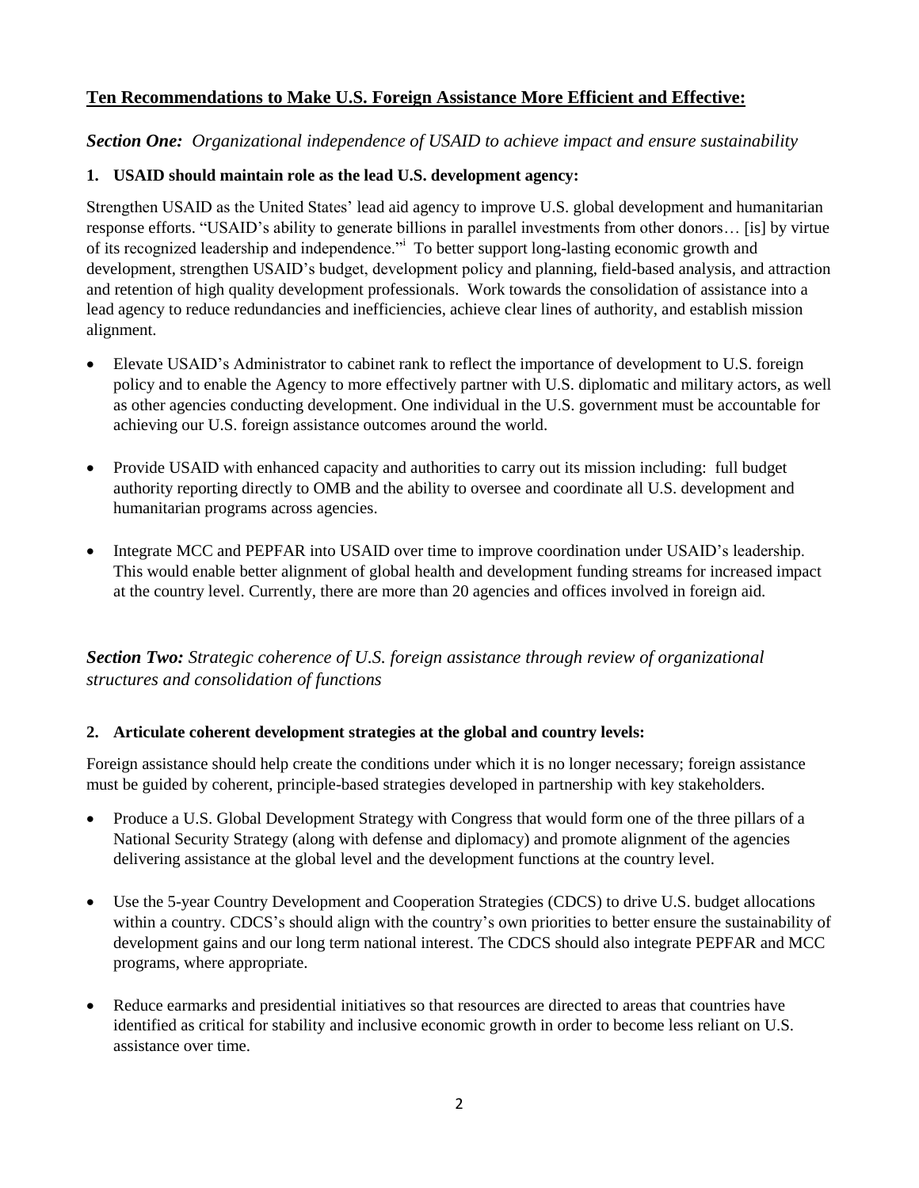## **Ten Recommendations to Make U.S. Foreign Assistance More Efficient and Effective:**

***Section One:*** *Organizational independence of USAID to achieve impact and ensure sustainability*

### **1. USAID should maintain role as the lead U.S. development agency:**

Strengthen USAID as the United States' lead aid agency to improve U.S. global development and humanitarian response efforts. "USAID's ability to generate billions in parallel investments from other donors… [is] by virtue of its recognized leadership and independence."[i] To better support long-lasting economic growth and development, strengthen USAID's budget, development policy and planning, field-based analysis, and attraction and retention of high quality development professionals. Work towards the consolidation of assistance into a lead agency to reduce redundancies and inefficiencies, achieve clear lines of authority, and establish mission alignment.

- Elevate USAID's Administrator to cabinet rank to reflect the importance of development to U.S. foreign policy and to enable the Agency to more effectively partner with U.S. diplomatic and military actors, as well as other agencies conducting development. One individual in the U.S. government must be accountable for achieving our U.S. foreign assistance outcomes around the world.

- Provide USAID with enhanced capacity and authorities to carry out its mission including: full budget authority reporting directly to OMB and the ability to oversee and coordinate all U.S. development and humanitarian programs across agencies.

- Integrate MCC and PEPFAR into USAID over time to improve coordination under USAID's leadership. This would enable better alignment of global health and development funding streams for increased impact at the country level. Currently, there are more than 20 agencies and offices involved in foreign aid.

***Section Two:*** *Strategic coherence of U.S. foreign assistance through review of organizational structures and consolidation of functions*

### **2. Articulate coherent development strategies at the global and country levels:**

Foreign assistance should help create the conditions under which it is no longer necessary; foreign assistance must be guided by coherent, principle-based strategies developed in partnership with key stakeholders.

- Produce a U.S. Global Development Strategy with Congress that would form one of the three pillars of a National Security Strategy (along with defense and diplomacy) and promote alignment of the agencies delivering assistance at the global level and the development functions at the country level.

- Use the 5-year Country Development and Cooperation Strategies (CDCS) to drive U.S. budget allocations within a country. CDCS's should align with the country's own priorities to better ensure the sustainability of development gains and our long term national interest. The CDCS should also integrate PEPFAR and MCC programs, where appropriate.

- Reduce earmarks and presidential initiatives so that resources are directed to areas that countries have identified as critical for stability and inclusive economic growth in order to become less reliant on U.S. assistance over time.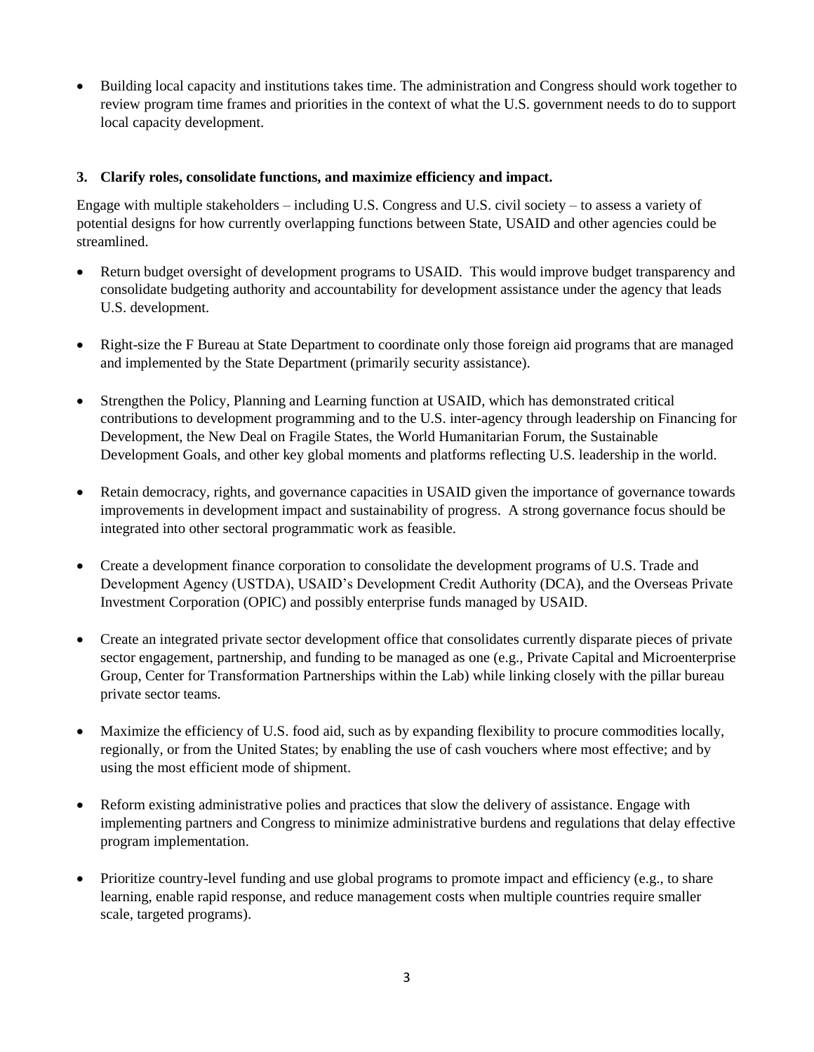- Building local capacity and institutions takes time. The administration and Congress should work together to review program time frames and priorities in the context of what the U.S. government needs to do to support local capacity development.

**3. Clarify roles, consolidate functions, and maximize efficiency and impact.**

Engage with multiple stakeholders – including U.S. Congress and U.S. civil society – to assess a variety of potential designs for how currently overlapping functions between State, USAID and other agencies could be streamlined.

- Return budget oversight of development programs to USAID. This would improve budget transparency and consolidate budgeting authority and accountability for development assistance under the agency that leads U.S. development.

- Right-size the F Bureau at State Department to coordinate only those foreign aid programs that are managed and implemented by the State Department (primarily security assistance).

- Strengthen the Policy, Planning and Learning function at USAID, which has demonstrated critical contributions to development programming and to the U.S. inter-agency through leadership on Financing for Development, the New Deal on Fragile States, the World Humanitarian Forum, the Sustainable Development Goals, and other key global moments and platforms reflecting U.S. leadership in the world.

- Retain democracy, rights, and governance capacities in USAID given the importance of governance towards improvements in development impact and sustainability of progress. A strong governance focus should be integrated into other sectoral programmatic work as feasible.

- Create a development finance corporation to consolidate the development programs of U.S. Trade and Development Agency (USTDA), USAID's Development Credit Authority (DCA), and the Overseas Private Investment Corporation (OPIC) and possibly enterprise funds managed by USAID.

- Create an integrated private sector development office that consolidates currently disparate pieces of private sector engagement, partnership, and funding to be managed as one (e.g., Private Capital and Microenterprise Group, Center for Transformation Partnerships within the Lab) while linking closely with the pillar bureau private sector teams.

- Maximize the efficiency of U.S. food aid, such as by expanding flexibility to procure commodities locally, regionally, or from the United States; by enabling the use of cash vouchers where most effective; and by using the most efficient mode of shipment.

- Reform existing administrative polies and practices that slow the delivery of assistance. Engage with implementing partners and Congress to minimize administrative burdens and regulations that delay effective program implementation.

- Prioritize country-level funding and use global programs to promote impact and efficiency (e.g., to share learning, enable rapid response, and reduce management costs when multiple countries require smaller scale, targeted programs).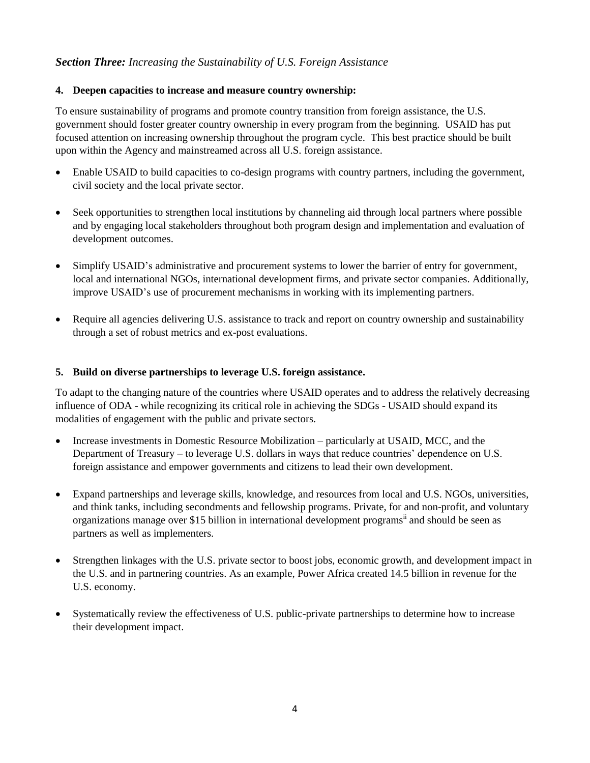## *Section Three: Increasing the Sustainability of U.S. Foreign Assistance*

**4. Deepen capacities to increase and measure country ownership:**

To ensure sustainability of programs and promote country transition from foreign assistance, the U.S. government should foster greater country ownership in every program from the beginning. USAID has put focused attention on increasing ownership throughout the program cycle. This best practice should be built upon within the Agency and mainstreamed across all U.S. foreign assistance.

- Enable USAID to build capacities to co-design programs with country partners, including the government, civil society and the local private sector.
- Seek opportunities to strengthen local institutions by channeling aid through local partners where possible and by engaging local stakeholders throughout both program design and implementation and evaluation of development outcomes.
- Simplify USAID's administrative and procurement systems to lower the barrier of entry for government, local and international NGOs, international development firms, and private sector companies. Additionally, improve USAID's use of procurement mechanisms in working with its implementing partners.
- Require all agencies delivering U.S. assistance to track and report on country ownership and sustainability through a set of robust metrics and ex-post evaluations.

**5. Build on diverse partnerships to leverage U.S. foreign assistance.**

To adapt to the changing nature of the countries where USAID operates and to address the relatively decreasing influence of ODA - while recognizing its critical role in achieving the SDGs - USAID should expand its modalities of engagement with the public and private sectors.

- Increase investments in Domestic Resource Mobilization – particularly at USAID, MCC, and the Department of Treasury – to leverage U.S. dollars in ways that reduce countries' dependence on U.S. foreign assistance and empower governments and citizens to lead their own development.
- Expand partnerships and leverage skills, knowledge, and resources from local and U.S. NGOs, universities, and think tanks, including secondments and fellowship programs. Private, for and non-profit, and voluntary organizations manage over $15 billion in international development programs[ii] and should be seen as partners as well as implementers.
- Strengthen linkages with the U.S. private sector to boost jobs, economic growth, and development impact in the U.S. and in partnering countries. As an example, Power Africa created 14.5 billion in revenue for the U.S. economy.
- Systematically review the effectiveness of U.S. public-private partnerships to determine how to increase their development impact.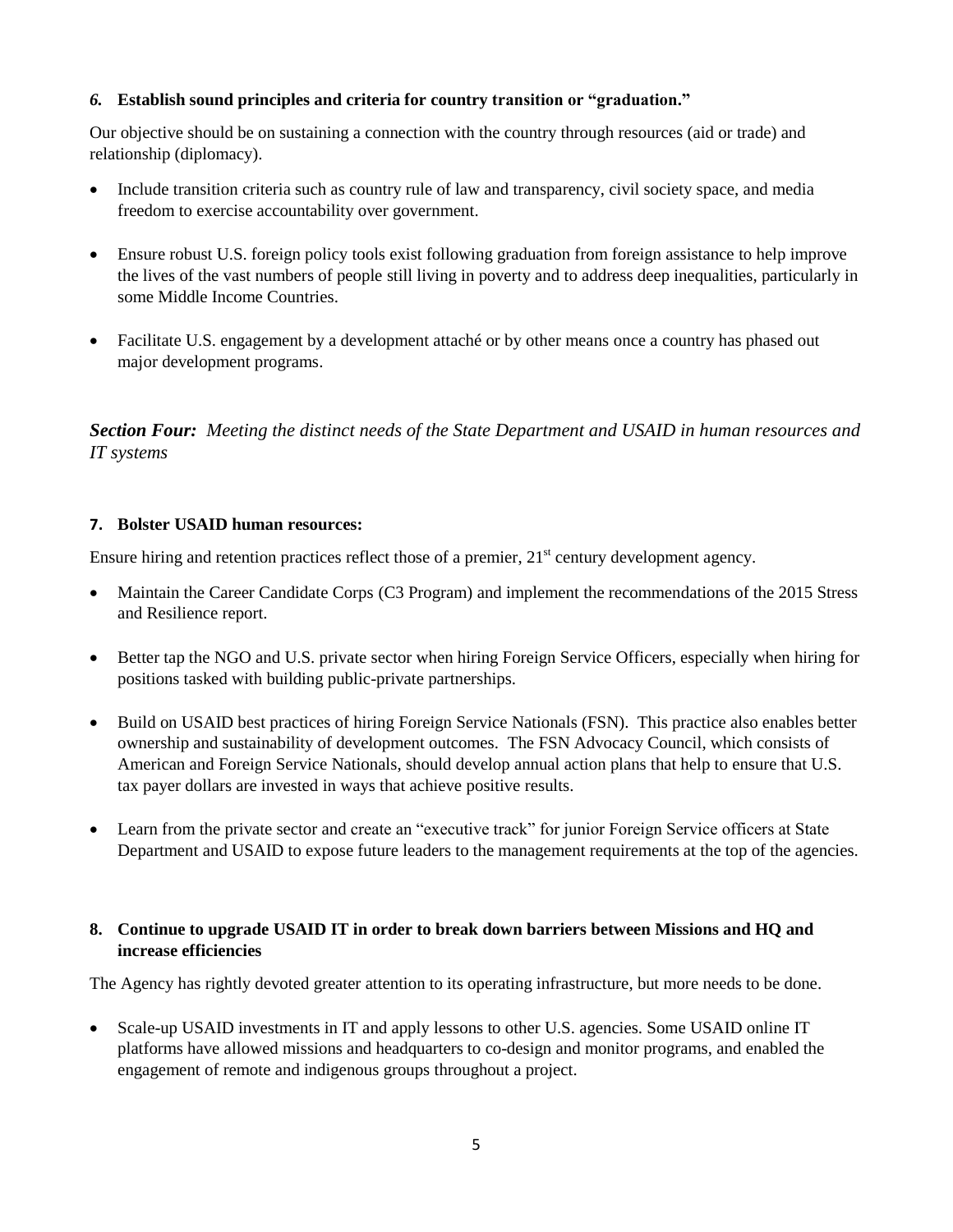### *6.* Establish sound principles and criteria for country transition or "graduation."

Our objective should be on sustaining a connection with the country through resources (aid or trade) and relationship (diplomacy).

- Include transition criteria such as country rule of law and transparency, civil society space, and media freedom to exercise accountability over government.
- Ensure robust U.S. foreign policy tools exist following graduation from foreign assistance to help improve the lives of the vast numbers of people still living in poverty and to address deep inequalities, particularly in some Middle Income Countries.
- Facilitate U.S. engagement by a development attaché or by other means once a country has phased out major development programs.

## ***Section Four:*** *Meeting the distinct needs of the State Department and USAID in human resources and IT systems*

### 7. Bolster USAID human resources:

Ensure hiring and retention practices reflect those of a premier, 21st century development agency.

- Maintain the Career Candidate Corps (C3 Program) and implement the recommendations of the 2015 Stress and Resilience report.
- Better tap the NGO and U.S. private sector when hiring Foreign Service Officers, especially when hiring for positions tasked with building public-private partnerships.
- Build on USAID best practices of hiring Foreign Service Nationals (FSN). This practice also enables better ownership and sustainability of development outcomes. The FSN Advocacy Council, which consists of American and Foreign Service Nationals, should develop annual action plans that help to ensure that U.S. tax payer dollars are invested in ways that achieve positive results.
- Learn from the private sector and create an "executive track" for junior Foreign Service officers at State Department and USAID to expose future leaders to the management requirements at the top of the agencies.

### 8. Continue to upgrade USAID IT in order to break down barriers between Missions and HQ and increase efficiencies

The Agency has rightly devoted greater attention to its operating infrastructure, but more needs to be done.

- Scale-up USAID investments in IT and apply lessons to other U.S. agencies. Some USAID online IT platforms have allowed missions and headquarters to co-design and monitor programs, and enabled the engagement of remote and indigenous groups throughout a project.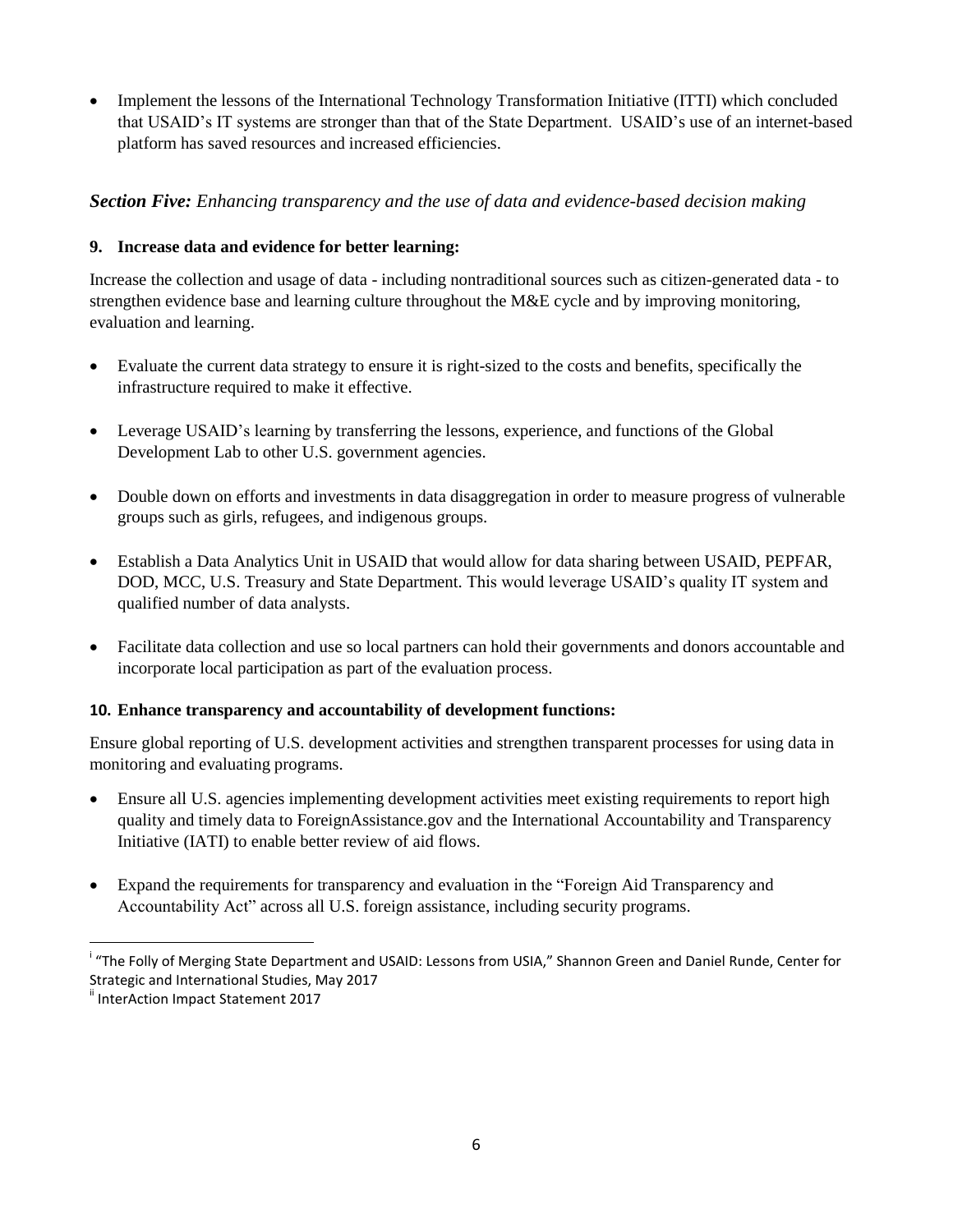- Implement the lessons of the International Technology Transformation Initiative (ITTI) which concluded that USAID's IT systems are stronger than that of the State Department. USAID's use of an internet-based platform has saved resources and increased efficiencies.

### *Section Five: Enhancing transparency and the use of data and evidence-based decision making*

**9. Increase data and evidence for better learning:**

Increase the collection and usage of data - including nontraditional sources such as citizen-generated data - to strengthen evidence base and learning culture throughout the M&E cycle and by improving monitoring, evaluation and learning.

- Evaluate the current data strategy to ensure it is right-sized to the costs and benefits, specifically the infrastructure required to make it effective.
- Leverage USAID's learning by transferring the lessons, experience, and functions of the Global Development Lab to other U.S. government agencies.
- Double down on efforts and investments in data disaggregation in order to measure progress of vulnerable groups such as girls, refugees, and indigenous groups.
- Establish a Data Analytics Unit in USAID that would allow for data sharing between USAID, PEPFAR, DOD, MCC, U.S. Treasury and State Department. This would leverage USAID's quality IT system and qualified number of data analysts.
- Facilitate data collection and use so local partners can hold their governments and donors accountable and incorporate local participation as part of the evaluation process.

**10. Enhance transparency and accountability of development functions:**

Ensure global reporting of U.S. development activities and strengthen transparent processes for using data in monitoring and evaluating programs.

- Ensure all U.S. agencies implementing development activities meet existing requirements to report high quality and timely data to ForeignAssistance.gov and the International Accountability and Transparency Initiative (IATI) to enable better review of aid flows.
- Expand the requirements for transparency and evaluation in the "Foreign Aid Transparency and Accountability Act" across all U.S. foreign assistance, including security programs.

---

[i] "The Folly of Merging State Department and USAID: Lessons from USIA," Shannon Green and Daniel Runde, Center for Strategic and International Studies, May 2017

[ii] InterAction Impact Statement 2017